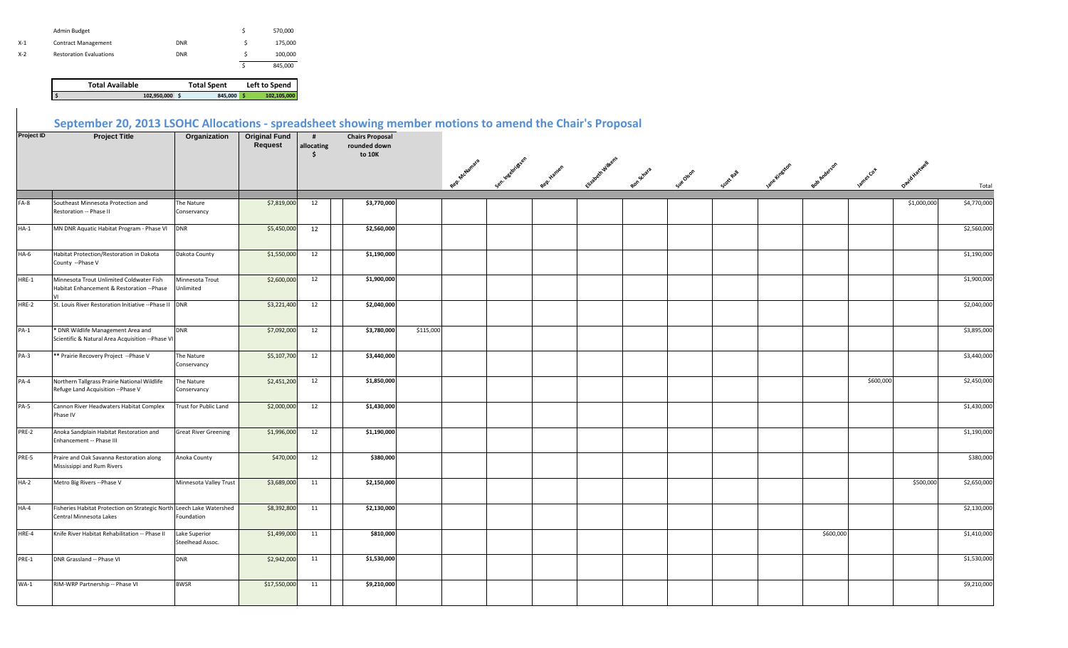| | | | | |
|---|---|---|---|---|
| | Admin Budget | | $ | 570,000 |
| X-1 | Contract Management | DNR | $ | 175,000 |
| X-2 | Restoration Evaluations | DNR | $ | 100,000 |
| | | | $ | 845,000 |

| Total Available | Total Spent | Left to Spend |
|---|---|---|
| $ 102,950,000 | $ 845,000 | $ 102,105,000 |

## September 20, 2013 LSOHC Allocations - spreadsheet showing member motions to amend the Chair's Proposal

| Project ID | Project Title | Organization | Original Fund Request | # allocating $ | Chairs Proposal rounded down to 10K | | Rep. McNamara | Sen. Ingebrigtsen | Rep. Hansen | Elizabeth Wilkens | Ron Schara | Sue Olson | Scott Rall | Jane Kingston | Bob Anderson | James Cox | David Hartwell | Total |
|---|---|---|---|---|---|---|---|---|---|---|---|---|---|---|---|---|---|---|
| FA-8 | Southeast Minnesota Protection and Restoration -- Phase II | The Nature Conservancy | $7,819,000 | 12 | $3,770,000 | | | | | | | | | | | | $1,000,000 | $4,770,000 |
| HA-1 | MN DNR Aquatic Habitat Program - Phase VI | DNR | $5,450,000 | 12 | $2,560,000 | | | | | | | | | | | | | $2,560,000 |
| HA-6 | Habitat Protection/Restoration in Dakota County --Phase V | Dakota County | $1,550,000 | 12 | $1,190,000 | | | | | | | | | | | | | $1,190,000 |
| HRE-1 | Minnesota Trout Unlimited Coldwater Fish Habitat Enhancement & Restoration --Phase VI | Minnesota Trout Unlimited | $2,600,000 | 12 | $1,900,000 | | | | | | | | | | | | | $1,900,000 |
| HRE-2 | St. Louis River Restoration Initiative --Phase II | DNR | $3,221,400 | 12 | $2,040,000 | | | | | | | | | | | | | $2,040,000 |
| PA-1 | * DNR Wildlife Management Area and Scientific & Natural Area Acquisition --Phase VI | DNR | $7,092,000 | 12 | $3,780,000 | $115,000 | | | | | | | | | | | | $3,895,000 |
| PA-3 | ** Prairie Recovery Project --Phase V | The Nature Conservancy | $5,107,700 | 12 | $3,440,000 | | | | | | | | | | | | | $3,440,000 |
| PA-4 | Northern Tallgrass Prairie National Wildlife Refuge Land Acquisition --Phase V | The Nature Conservancy | $2,451,200 | 12 | $1,850,000 | | | | | | | | | | | $600,000 | | $2,450,000 |
| PA-5 | Cannon River Headwaters Habitat Complex Phase IV | Trust for Public Land | $2,000,000 | 12 | $1,430,000 | | | | | | | | | | | | | $1,430,000 |
| PRE-2 | Anoka Sandplain Habitat Restoration and Enhancement -- Phase III | Great River Greening | $1,996,000 | 12 | $1,190,000 | | | | | | | | | | | | | $1,190,000 |
| PRE-5 | Praire and Oak Savanna Restoration along Mississippi and Rum Rivers | Anoka County | $470,000 | 12 | $380,000 | | | | | | | | | | | | | $380,000 |
| HA-2 | Metro Big Rivers --Phase V | Minnesota Valley Trust | $3,689,000 | 11 | $2,150,000 | | | | | | | | | | | | $500,000 | $2,650,000 |
| HA-4 | Fisheries Habitat Protection on Strategic North Central Minnesota Lakes | Leech Lake Watershed Foundation | $8,392,800 | 11 | $2,130,000 | | | | | | | | | | | | | $2,130,000 |
| HRE-4 | Knife River Habitat Rehabilitation -- Phase II | Lake Superior Steelhead Assoc. | $1,499,000 | 11 | $810,000 | | | | | | | | | | $600,000 | | | $1,410,000 |
| PRE-1 | DNR Grassland -- Phase VI | DNR | $2,942,000 | 11 | $1,530,000 | | | | | | | | | | | | | $1,530,000 |
| WA-1 | RIM-WRP Partnership -- Phase VI | BWSR | $17,550,000 | 11 | $9,210,000 | | | | | | | | | | | | | $9,210,000 |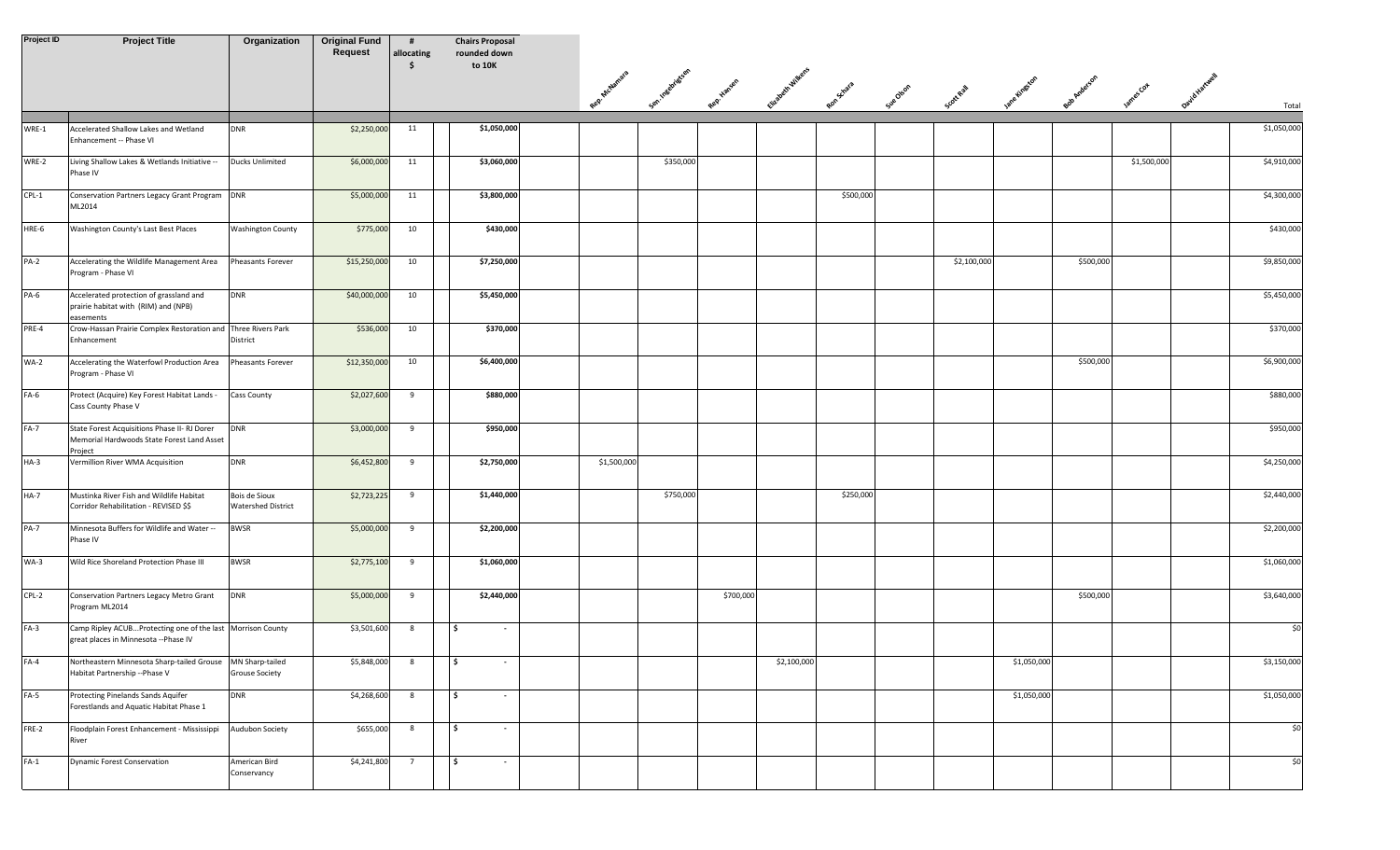| Project ID | Project Title | Organization | Original Fund Request | # allocating $ | Chairs Proposal rounded down to 10K | Rep. McNamara | Sen. Ingebrigtsen | Rep. Hansen | Elizabeth Wilkens | Ron Schara | Sue Olson | Scott Rall | Jane Kingston | Bob Anderson | James Cox | David Hartwell | Total |
|---|---|---|---|---|---|---|---|---|---|---|---|---|---|---|---|---|---|
| WRE-1 | Accelerated Shallow Lakes and Wetland Enhancement -- Phase VI | DNR | $2,250,000 | 11 | $1,050,000 | | | | | | | | | | | | $1,050,000 |
| WRE-2 | Living Shallow Lakes & Wetlands Initiative -- Phase IV | Ducks Unlimited | $6,000,000 | 11 | $3,060,000 | | $350,000 | | | | | | | | $1,500,000 | | $4,910,000 |
| CPL-1 | Conservation Partners Legacy Grant Program ML2014 | DNR | $5,000,000 | 11 | $3,800,000 | | | | | $500,000 | | | | | | | $4,300,000 |
| HRE-6 | Washington County's Last Best Places | Washington County | $775,000 | 10 | $430,000 | | | | | | | | | | | | $430,000 |
| PA-2 | Accelerating the Wildlife Management Area Program - Phase VI | Pheasants Forever | $15,250,000 | 10 | $7,250,000 | | | | | | | $2,100,000 | | $500,000 | | | $9,850,000 |
| PA-6 | Accelerated protection of grassland and prairie habitat with (RIM) and (NPB) easements | DNR | $40,000,000 | 10 | $5,450,000 | | | | | | | | | | | | $5,450,000 |
| PRE-4 | Crow-Hassan Prairie Complex Restoration and Enhancement | Three Rivers Park District | $536,000 | 10 | $370,000 | | | | | | | | | | | | $370,000 |
| WA-2 | Accelerating the Waterfowl Production Area Program - Phase VI | Pheasants Forever | $12,350,000 | 10 | $6,400,000 | | | | | | | | | $500,000 | | | $6,900,000 |
| FA-6 | Protect (Acquire) Key Forest Habitat Lands - Cass County Phase V | Cass County | $2,027,600 | 9 | $880,000 | | | | | | | | | | | | $880,000 |
| FA-7 | State Forest Acquisitions Phase II- RJ Dorer Memorial Hardwoods State Forest Land Asset Project | DNR | $3,000,000 | 9 | $950,000 | | | | | | | | | | | | $950,000 |
| HA-3 | Vermillion River WMA Acquisition | DNR | $6,452,800 | 9 | $2,750,000 | $1,500,000 | | | | | | | | | | | $4,250,000 |
| HA-7 | Mustinka River Fish and Wildlife Habitat Corridor Rehabilitation - REVISED $$ | Bois de Sioux Watershed District | $2,723,225 | 9 | $1,440,000 | | $750,000 | | | $250,000 | | | | | | | $2,440,000 |
| PA-7 | Minnesota Buffers for Wildlife and Water -- Phase IV | BWSR | $5,000,000 | 9 | $2,200,000 | | | | | | | | | | | | $2,200,000 |
| WA-3 | Wild Rice Shoreland Protection Phase III | BWSR | $2,775,100 | 9 | $1,060,000 | | | | | | | | | | | | $1,060,000 |
| CPL-2 | Conservation Partners Legacy Metro Grant Program ML2014 | DNR | $5,000,000 | 9 | $2,440,000 | | | $700,000 | | | | | | $500,000 | | | $3,640,000 |
| FA-3 | Camp Ripley ACUB...Protecting one of the last great places in Minnesota --Phase IV | Morrison County | $3,501,600 | 8 | $ - | | | | | | | | | | | | $0 |
| FA-4 | Northeastern Minnesota Sharp-tailed Grouse Habitat Partnership --Phase V | MN Sharp-tailed Grouse Society | $5,848,000 | 8 | $ - | | | | $2,100,000 | | | | $1,050,000 | | | | $3,150,000 |
| FA-5 | Protecting Pinelands Sands Aquifer Forestlands and Aquatic Habitat Phase 1 | DNR | $4,268,600 | 8 | $ - | | | | | | | | $1,050,000 | | | | $1,050,000 |
| FRE-2 | Floodplain Forest Enhancement - Mississippi River | Audubon Society | $655,000 | 8 | $ - | | | | | | | | | | | | $0 |
| FA-1 | Dynamic Forest Conservation | American Bird Conservancy | $4,241,800 | 7 | $ - | | | | | | | | | | | | $0 |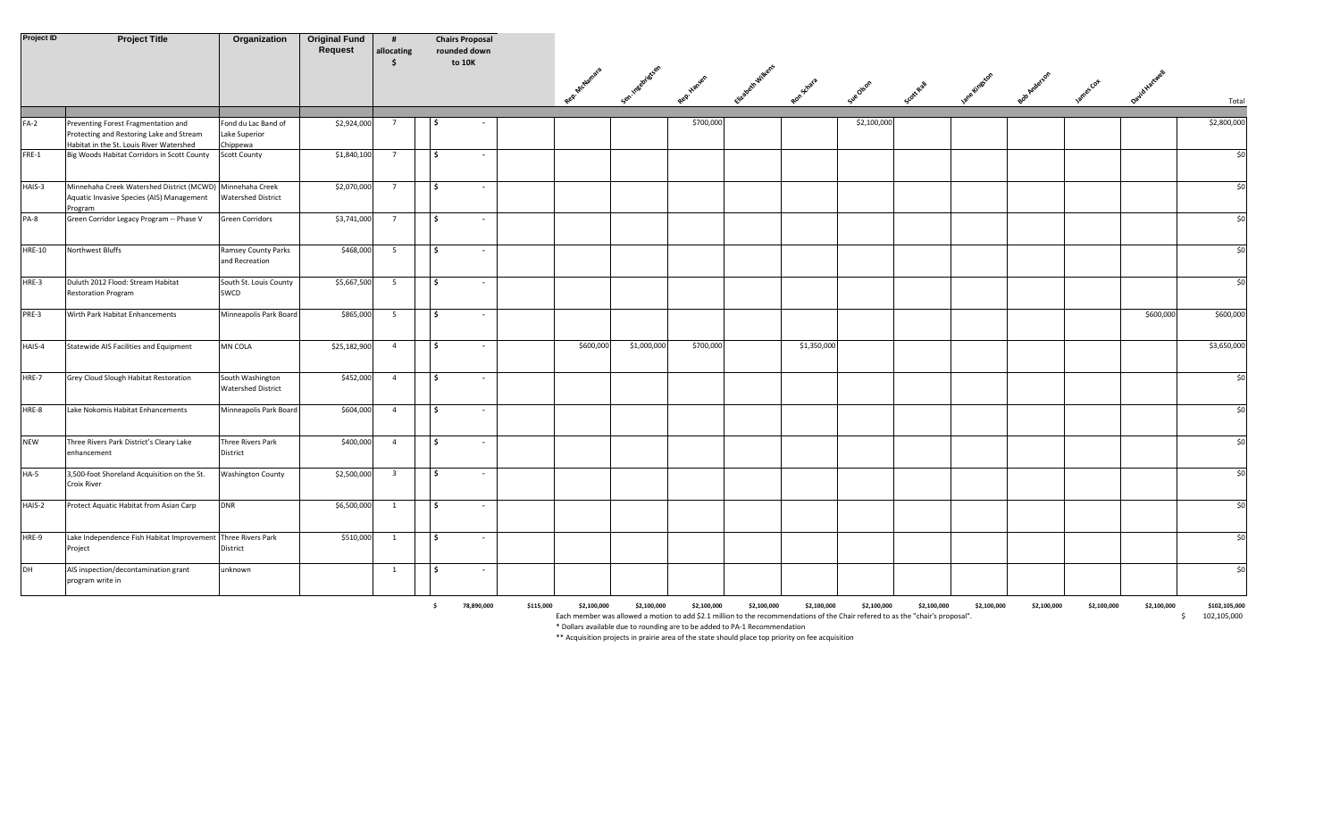| Project ID | Project Title | Organization | Original Fund Request | # allocating $ | Chairs Proposal rounded down to 10K | | Rep. McNamara | Sen. Ingebrigtsen | Rep. Hansen | Elizabeth Wilkens | Ron Schara | Sue Olson | Scott Rall | Jane Kingston | Bob Anderson | James Cox | David Hartwell | Total |
|---|---|---|---|---|---|---|---|---|---|---|---|---|---|---|---|---|---|---|
| FA-2 | Preventing Forest Fragmentation and Protecting and Restoring Lake and Stream Habitat in the St. Louis River Watershed | Fond du Lac Band of Lake Superior Chippewa | $2,924,000 | 7 | $ - | | | | $700,000 | | | $2,100,000 | | | | | | $2,800,000 |
| FRE-1 | Big Woods Habitat Corridors in Scott County | Scott County | $1,840,100 | 7 | $ - | | | | | | | | | | | | | $0 |
| HAIS-3 | Minnehaha Creek Watershed District (MCWD) Aquatic Invasive Species (AIS) Management Program | Minnehaha Creek Watershed District | $2,070,000 | 7 | $ - | | | | | | | | | | | | | $0 |
| PA-8 | Green Corridor Legacy Program -- Phase V | Green Corridors | $3,741,000 | 7 | $ - | | | | | | | | | | | | | $0 |
| HRE-10 | Northwest Bluffs | Ramsey County Parks and Recreation | $468,000 | 5 | $ - | | | | | | | | | | | | | $0 |
| HRE-3 | Duluth 2012 Flood: Stream Habitat Restoration Program | South St. Louis County SWCD | $5,667,500 | 5 | $ - | | | | | | | | | | | | | $0 |
| PRE-3 | Wirth Park Habitat Enhancements | Minneapolis Park Board | $865,000 | 5 | $ - | | | | | | | | | | | | $600,000 | $600,000 |
| HAIS-4 | Statewide AIS Facilities and Equipment | MN COLA | $25,182,900 | 4 | $ - | | $600,000 | $1,000,000 | $700,000 | | $1,350,000 | | | | | | | $3,650,000 |
| HRE-7 | Grey Cloud Slough Habitat Restoration | South Washington Watershed District | $452,000 | 4 | $ - | | | | | | | | | | | | | $0 |
| HRE-8 | Lake Nokomis Habitat Enhancements | Minneapolis Park Board | $604,000 | 4 | $ - | | | | | | | | | | | | | $0 |
| NEW | Three Rivers Park District's Cleary Lake enhancement | Three Rivers Park District | $400,000 | 4 | $ - | | | | | | | | | | | | | $0 |
| HA-5 | 3,500-foot Shoreland Acquisition on the St. Croix River | Washington County | $2,500,000 | 3 | $ - | | | | | | | | | | | | | $0 |
| HAIS-2 | Protect Aquatic Habitat from Asian Carp | DNR | $6,500,000 | 1 | $ - | | | | | | | | | | | | | $0 |
| HRE-9 | Lake Independence Fish Habitat Improvement Project | Three Rivers Park District | $510,000 | 1 | $ - | | | | | | | | | | | | | $0 |
| DH | AIS inspection/decontamination grant program write in | unknown | | 1 | $ - | | | | | | | | | | | | | $0 |
| | | | | | $ 78,890,000 | $115,000 | $2,100,000 | $2,100,000 | $2,100,000 | $2,100,000 | $2,100,000 | $2,100,000 | $2,100,000 | $2,100,000 | $2,100,000 | $2,100,000 | $2,100,000 | $102,105,000 |

Each member was allowed a motion to add $2.1 million to the recommendations of the Chair refered to as the "chair's proposal". $ 102,105,000

* Dollars available due to rounding are to be added to PA-1 Recommendation

** Acquisition projects in prairie area of the state should place top priority on fee acquisition